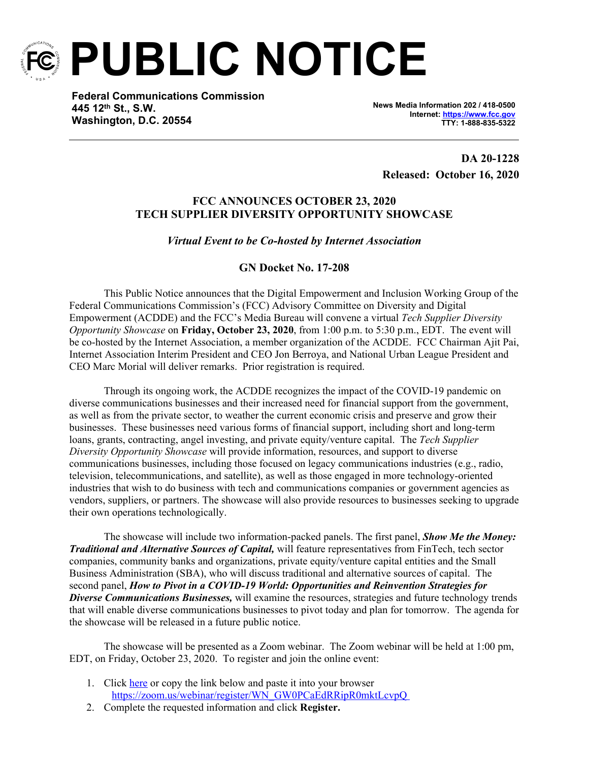# PUBLIC NOTICE

**Federal Communications Commission**
**445 12th St., S.W.**
**Washington, D.C. 20554**

**News Media Information 202 / 418-0500**
**Internet: https://www.fcc.gov**
**TTY: 1-888-835-5322**

**DA 20-1228**
**Released: October 16, 2020**

## FCC ANNOUNCES OCTOBER 23, 2020 TECH SUPPLIER DIVERSITY OPPORTUNITY SHOWCASE

### *Virtual Event to be Co-hosted by Internet Association*

### GN Docket No. 17-208

This Public Notice announces that the Digital Empowerment and Inclusion Working Group of the Federal Communications Commission's (FCC) Advisory Committee on Diversity and Digital Empowerment (ACDDE) and the FCC's Media Bureau will convene a virtual *Tech Supplier Diversity Opportunity Showcase* on **Friday, October 23, 2020**, from 1:00 p.m. to 5:30 p.m., EDT. The event will be co-hosted by the Internet Association, a member organization of the ACDDE. FCC Chairman Ajit Pai, Internet Association Interim President and CEO Jon Berroya, and National Urban League President and CEO Marc Morial will deliver remarks. Prior registration is required.

Through its ongoing work, the ACDDE recognizes the impact of the COVID-19 pandemic on diverse communications businesses and their increased need for financial support from the government, as well as from the private sector, to weather the current economic crisis and preserve and grow their businesses. These businesses need various forms of financial support, including short and long-term loans, grants, contracting, angel investing, and private equity/venture capital. The *Tech Supplier Diversity Opportunity Showcase* will provide information, resources, and support to diverse communications businesses, including those focused on legacy communications industries (e.g., radio, television, telecommunications, and satellite), as well as those engaged in more technology-oriented industries that wish to do business with tech and communications companies or government agencies as vendors, suppliers, or partners. The showcase will also provide resources to businesses seeking to upgrade their own operations technologically.

The showcase will include two information-packed panels. The first panel, ***Show Me the Money: Traditional and Alternative Sources of Capital,*** will feature representatives from FinTech, tech sector companies, community banks and organizations, private equity/venture capital entities and the Small Business Administration (SBA), who will discuss traditional and alternative sources of capital. The second panel, ***How to Pivot in a COVID-19 World: Opportunities and Reinvention Strategies for Diverse Communications Businesses,*** will examine the resources, strategies and future technology trends that will enable diverse communications businesses to pivot today and plan for tomorrow. The agenda for the showcase will be released in a future public notice.

The showcase will be presented as a Zoom webinar. The Zoom webinar will be held at 1:00 pm, EDT, on Friday, October 23, 2020. To register and join the online event:

1. Click here or copy the link below and paste it into your browser https://zoom.us/webinar/register/WN_GW0PCaEdRRipR0mktLcvpQ
2. Complete the requested information and click **Register.**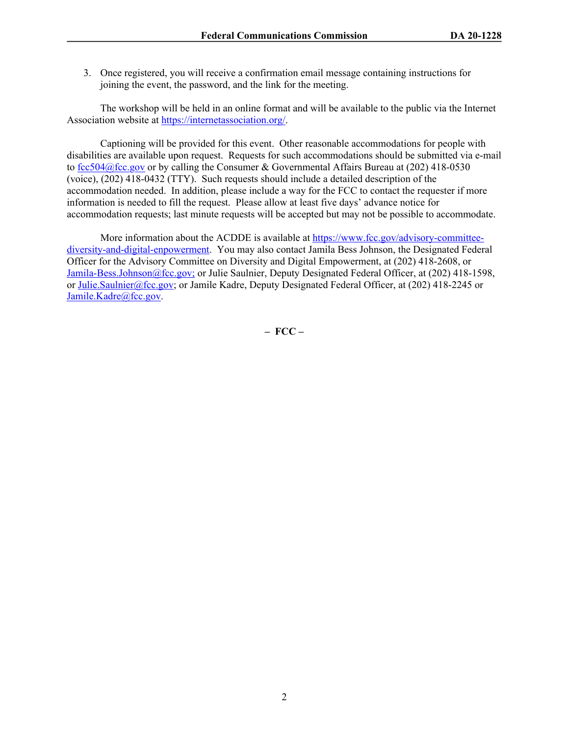3. Once registered, you will receive a confirmation email message containing instructions for joining the event, the password, and the link for the meeting.

The workshop will be held in an online format and will be available to the public via the Internet Association website at https://internetassociation.org/.

Captioning will be provided for this event. Other reasonable accommodations for people with disabilities are available upon request. Requests for such accommodations should be submitted via e-mail to fcc504@fcc.gov or by calling the Consumer & Governmental Affairs Bureau at (202) 418-0530 (voice), (202) 418-0432 (TTY). Such requests should include a detailed description of the accommodation needed. In addition, please include a way for the FCC to contact the requester if more information is needed to fill the request. Please allow at least five days' advance notice for accommodation requests; last minute requests will be accepted but may not be possible to accommodate.

More information about the ACDDE is available at https://www.fcc.gov/advisory-committee-diversity-and-digital-enpowerment. You may also contact Jamila Bess Johnson, the Designated Federal Officer for the Advisory Committee on Diversity and Digital Empowerment, at (202) 418-2608, or Jamila-Bess.Johnson@fcc.gov; or Julie Saulnier, Deputy Designated Federal Officer, at (202) 418-1598, or Julie.Saulnier@fcc.gov; or Jamile Kadre, Deputy Designated Federal Officer, at (202) 418-2245 or Jamile.Kadre@fcc.gov.

**– FCC –**